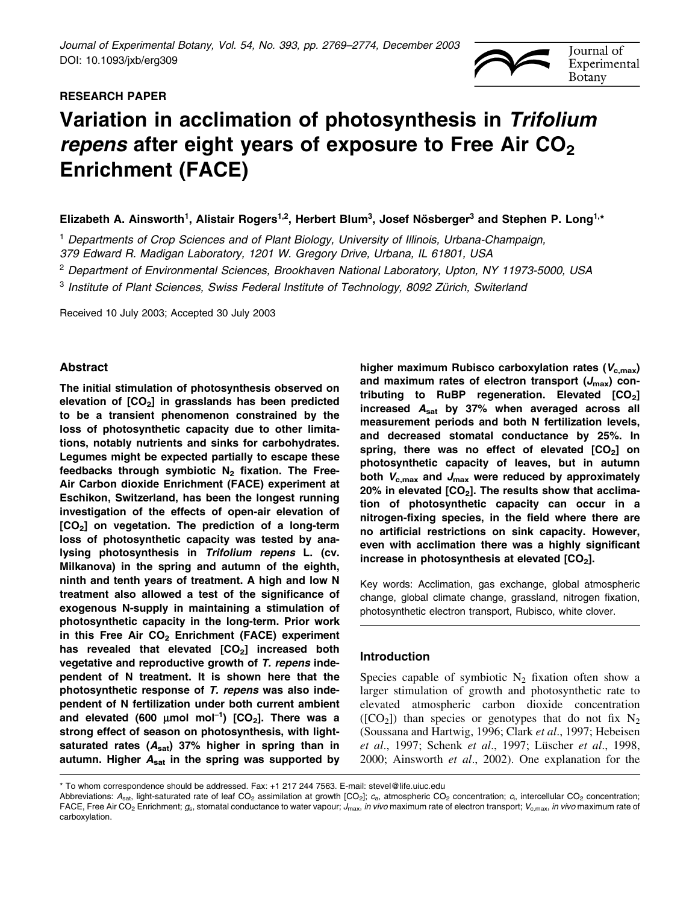**RESEARCH PAPER**

# Variation in acclimation of photosynthesis in *Trifolium repens* after eight years of exposure to Free Air $CO_2$ Enrichment (FACE)

**Elizabeth A. Ainsworth[1], Alistair Rogers[1,2], Herbert Blum[3], Josef Nösberger[3] and Stephen P. Long[1,*]**

[1] *Departments of Crop Sciences and of Plant Biology, University of Illinois, Urbana-Champaign, 379 Edward R. Madigan Laboratory, 1201 W. Gregory Drive, Urbana, IL 61801, USA*

[2] *Department of Environmental Sciences, Brookhaven National Laboratory, Upton, NY 11973-5000, USA*

[3] *Institute of Plant Sciences, Swiss Federal Institute of Technology, 8092 Zürich, Switzerland*

Received 10 July 2003; Accepted 30 July 2003

## Abstract

**The initial stimulation of photosynthesis observed on elevation of [$CO_2$] in grasslands has been predicted to be a transient phenomenon constrained by the loss of photosynthetic capacity due to other limitations, notably nutrients and sinks for carbohydrates. Legumes might be expected partially to escape these feedbacks through symbiotic $N_2$ fixation. The Free-Air Carbon dioxide Enrichment (FACE) experiment at Eschikon, Switzerland, has been the longest running investigation of the effects of open-air elevation of [$CO_2$] on vegetation. The prediction of a long-term loss of photosynthetic capacity was tested by analysing photosynthesis in *Trifolium repens* L. (cv. Milkanova) in the spring and autumn of the eighth, ninth and tenth years of treatment. A high and low N treatment also allowed a test of the significance of exogenous N-supply in maintaining a stimulation of photosynthetic capacity in the long-term. Prior work in this Free Air $CO_2$ Enrichment (FACE) experiment has revealed that elevated [$CO_2$] increased both vegetative and reproductive growth of *T. repens* independent of N treatment. It is shown here that the photosynthetic response of *T. repens* was also independent of N fertilization under both current ambient and elevated (600 µmol mol$^{-1}$) [$CO_2$]. There was a strong effect of season on photosynthesis, with light-saturated rates ($A_{sat}$) 37% higher in spring than in autumn. Higher $A_{sat}$ in the spring was supported by higher maximum Rubisco carboxylation rates ($V_{c,max}$) and maximum rates of electron transport ($J_{max}$) contributing to RuBP regeneration. Elevated [$CO_2$] increased $A_{sat}$ by 37% when averaged across all measurement periods and both N fertilization levels, and decreased stomatal conductance by 25%. In spring, there was no effect of elevated [$CO_2$] on photosynthetic capacity of leaves, but in autumn both $V_{c,max}$ and $J_{max}$ were reduced by approximately 20% in elevated [$CO_2$]. The results show that acclimation of photosynthetic capacity can occur in a nitrogen-fixing species, in the field where there are no artificial restrictions on sink capacity. However, even with acclimation there was a highly significant increase in photosynthesis at elevated [$CO_2$].**

Key words: Acclimation, gas exchange, global atmospheric change, global climate change, grassland, nitrogen fixation, photosynthetic electron transport, Rubisco, white clover.

## Introduction

Species capable of symbiotic $N_2$ fixation often show a larger stimulation of growth and photosynthetic rate to elevated atmospheric carbon dioxide concentration ([$CO_2$]) than species or genotypes that do not fix $N_2$ (Soussana and Hartwig, 1996; Clark *et al*., 1997; Hebeisen *et al*., 1997; Schenk *et al*., 1997; Lüscher *et al*., 1998, 2000; Ainsworth *et al*., 2002). One explanation for the

\* To whom correspondence should be addressed. Fax: +1 217 244 7563. E-mail: stevel@life.uiuc.edu

Abbreviations: $A_{sat}$, light-saturated rate of leaf $CO_2$ assimilation at growth [$CO_2$]; $c_a$, atmospheric $CO_2$ concentration; $c_i$, intercellular $CO_2$ concentration; FACE, Free Air $CO_2$ Enrichment; $g_s$, stomatal conductance to water vapour; $J_{max}$, *in vivo* maximum rate of electron transport; $V_{c,max}$, *in vivo* maximum rate of carboxylation.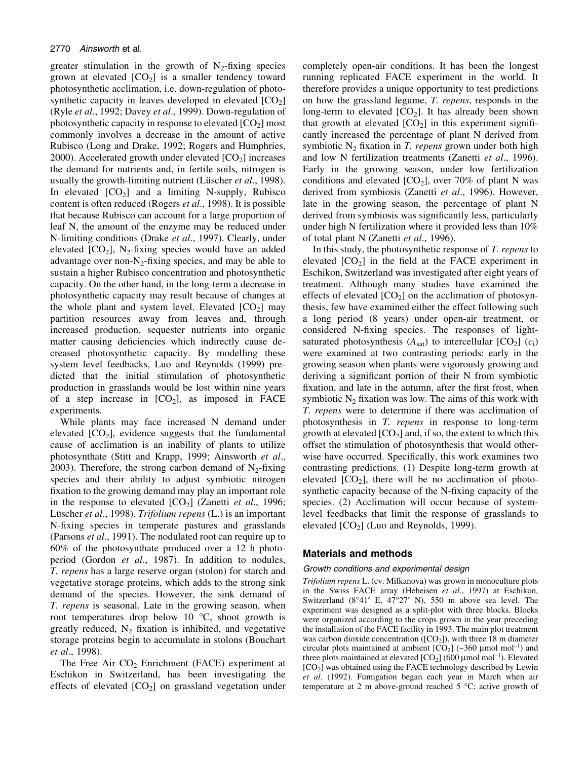greater stimulation in the growth of $N_2$-fixing species grown at elevated $[CO_2]$ is a smaller tendency toward photosynthetic acclimation, i.e. down-regulation of photosynthetic capacity in leaves developed in elevated $[CO_2]$ (Ryle *et al*., 1992; Davey *et al*., 1999). Down-regulation of photosynthetic capacity in response to elevated $[CO_2]$ most commonly involves a decrease in the amount of active Rubisco (Long and Drake, 1992; Rogers and Humphries, 2000). Accelerated growth under elevated $[CO_2]$ increases the demand for nutrients and, in fertile soils, nitrogen is usually the growth-limiting nutrient (Lüscher *et al*., 1998). In elevated $[CO_2]$ and a limiting N-supply, Rubisco content is often reduced (Rogers *et al*., 1998). It is possible that because Rubisco can account for a large proportion of leaf N, the amount of the enzyme may be reduced under N-limiting conditions (Drake *et al*., 1997). Clearly, under elevated $[CO_2]$, $N_2$-fixing species would have an added advantage over non-$N_2$-fixing species, and may be able to sustain a higher Rubisco concentration and photosynthetic capacity. On the other hand, in the long-term a decrease in photosynthetic capacity may result because of changes at the whole plant and system level. Elevated $[CO_2]$ may partition resources away from leaves and, through increased production, sequester nutrients into organic matter causing deficiencies which indirectly cause decreased photosynthetic capacity. By modelling these system level feedbacks, Luo and Reynolds (1999) predicted that the initial stimulation of photosynthetic production in grasslands would be lost within nine years of a step increase in $[CO_2]$, as imposed in FACE experiments.

While plants may face increased N demand under elevated $[CO_2]$, evidence suggests that the fundamental cause of acclimation is an inability of plants to utilize photosynthate (Stitt and Krapp, 1999; Ainsworth *et al*., 2003). Therefore, the strong carbon demand of $N_2$-fixing species and their ability to adjust symbiotic nitrogen fixation to the growing demand may play an important role in the response to elevated $[CO_2]$ (Zanetti *et al*., 1996; Lüscher *et al*., 1998). *Trifolium repens* (L.) is an important N-fixing species in temperate pastures and grasslands (Parsons *et al*., 1991). The nodulated root can require up to 60% of the photosynthate produced over a 12 h photoperiod (Gordon *et al*., 1987). In addition to nodules, *T. repens* has a large reserve organ (stolon) for starch and vegetative storage proteins, which adds to the strong sink demand of the species. However, the sink demand of *T. repens* is seasonal. Late in the growing season, when root temperatures drop below 10 °C, shoot growth is greatly reduced, $N_2$ fixation is inhibited, and vegetative storage proteins begin to accumulate in stolons (Bouchart *et al*., 1998).

The Free Air $CO_2$ Enrichment (FACE) experiment at Eschikon in Switzerland, has been investigating the effects of elevated $[CO_2]$ on grassland vegetation under completely open-air conditions. It has been the longest running replicated FACE experiment in the world. It therefore provides a unique opportunity to test predictions on how the grassland legume, *T. repens*, responds in the long-term to elevated $[CO_2]$. It has already been shown that growth at elevated $[CO_2]$ in this experiment significantly increased the percentage of plant N derived from symbiotic $N_2$ fixation in *T. repens* grown under both high and low N fertilization treatments (Zanetti *et al*., 1996). Early in the growing season, under low fertilization conditions and elevated $[CO_2]$, over 70% of plant N was derived from symbiosis (Zanetti *et al*., 1996). However, late in the growing season, the percentage of plant N derived from symbiosis was significantly less, particularly under high N fertilization where it provided less than 10% of total plant N (Zanetti *et al*., 1996).

In this study, the photosynthetic response of *T. repens* to elevated $[CO_2]$ in the field at the FACE experiment in Eschikon, Switzerland was investigated after eight years of treatment. Although many studies have examined the effects of elevated $[CO_2]$ on the acclimation of photosynthesis, few have examined either the effect following such a long period (8 years) under open-air treatment, or considered N-fixing species. The responses of light-saturated photosynthesis ($A_{sat}$) to intercellular $[CO_2]$ ($c_i$) were examined at two contrasting periods: early in the growing season when plants were vigorously growing and deriving a significant portion of their N from symbiotic fixation, and late in the autumn, after the first frost, when symbiotic $N_2$ fixation was low. The aims of this work with *T. repens* were to determine if there was acclimation of photosynthesis in *T. repens* in response to long-term growth at elevated $[CO_2]$ and, if so, the extent to which this offset the stimulation of photosynthesis that would otherwise have occurred. Specifically, this work examines two contrasting predictions. (1) Despite long-term growth at elevated $[CO_2]$, there will be no acclimation of photosynthetic capacity because of the N-fixing capacity of the species. (2) Acclimation will occur because of system-level feedbacks that limit the response of grasslands to elevated $[CO_2]$ (Luo and Reynolds, 1999).

## Materials and methods

### Growth conditions and experimental design

*Trifolium repens* L. (cv. Milkanova) was grown in monoculture plots in the Swiss FACE array (Hebeisen *et al*., 1997) at Eschikon, Switzerland (8°41′ E, 47°27′ N), 550 m above sea level. The experiment was designed as a split-plot with three blocks. Blocks were organized according to the crops grown in the year preceding the installation of the FACE facility in 1993. The main plot treatment was carbon dioxide concentration ($[CO_2]$), with three 18 m diameter circular plots maintained at ambient $[CO_2]$ (~360 μmol mol$^{-1}$) and three plots maintained at elevated $[CO_2]$ (600 μmol mol$^{-1}$). Elevated $[CO_2]$ was obtained using the FACE technology described by Lewin *et al*. (1992). Fumigation began each year in March when air temperature at 2 m above-ground reached 5 °C; active growth of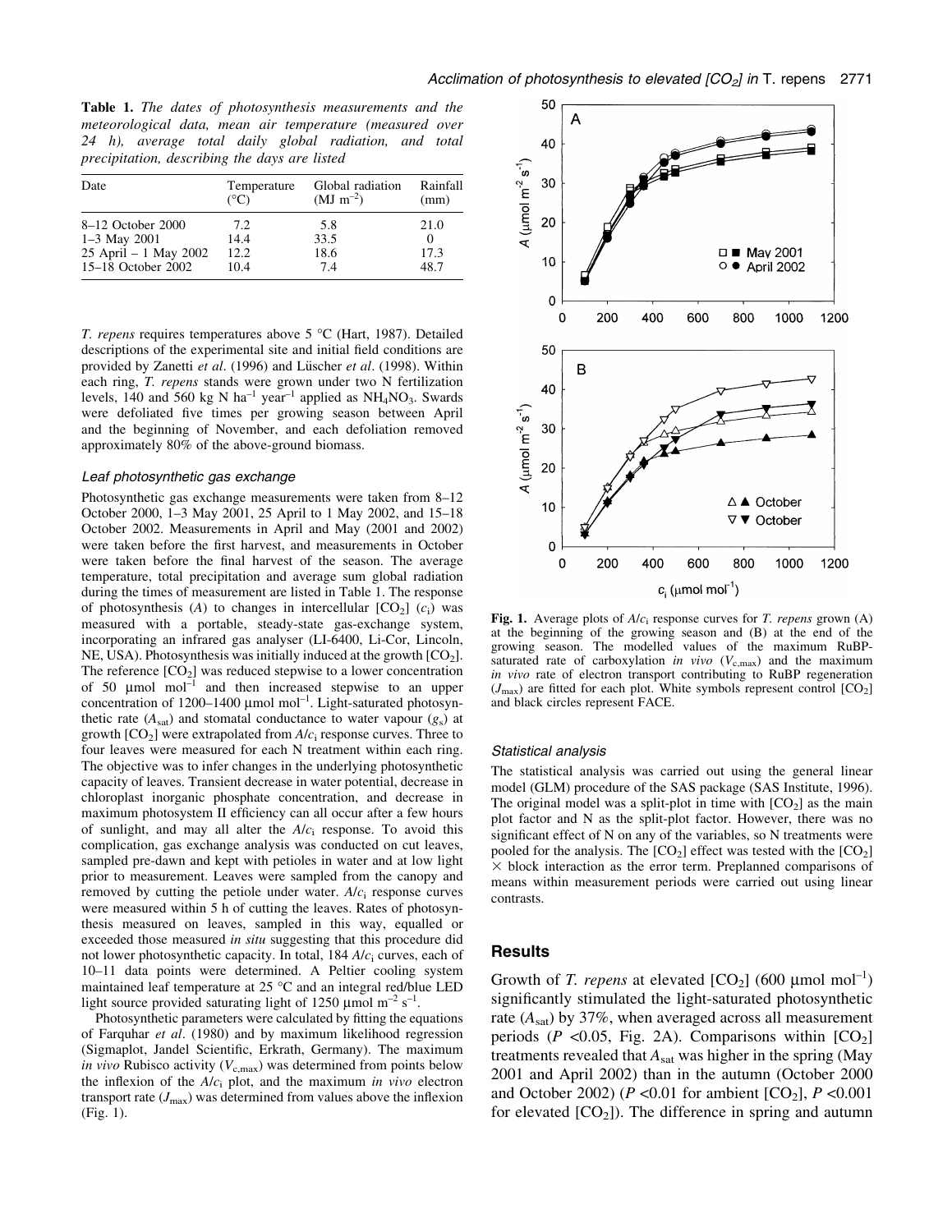**Table 1.** *The dates of photosynthesis measurements and the meteorological data, mean air temperature (measured over 24 h), average total daily global radiation, and total precipitation, describing the days are listed*

| Date | Temperature (°C) | Global radiation (MJ $m^{-2}$) | Rainfall (mm) |
|---|---|---|---|
| 8–12 October 2000 | 7.2 | 5.8 | 21.0 |
| 1–3 May 2001 | 14.4 | 33.5 | 0 |
| 25 April – 1 May 2002 | 12.2 | 18.6 | 17.3 |
| 15–18 October 2002 | 10.4 | 7.4 | 48.7 |

*T. repens* requires temperatures above 5 °C (Hart, 1987). Detailed descriptions of the experimental site and initial field conditions are provided by Zanetti *et al*. (1996) and Lüscher *et al*. (1998). Within each ring, *T. repens* stands were grown under two N fertilization levels, 140 and 560 kg N $ha^{-1}$ $year^{-1}$ applied as $NH_4NO_3$. Swards were defoliated five times per growing season between April and the beginning of November, and each defoliation removed approximately 80% of the above-ground biomass.

### Leaf photosynthetic gas exchange

Photosynthetic gas exchange measurements were taken from 8–12 October 2000, 1–3 May 2001, 25 April to 1 May 2002, and 15–18 October 2002. Measurements in April and May (2001 and 2002) were taken before the first harvest, and measurements in October were taken before the final harvest of the season. The average temperature, total precipitation and average sum global radiation during the times of measurement are listed in Table 1. The response of photosynthesis ($A$) to changes in intercellular [$CO_2$] ($c_i$) was measured with a portable, steady-state gas-exchange system, incorporating an infrared gas analyser (LI-6400, Li-Cor, Lincoln, NE, USA). Photosynthesis was initially induced at the growth [$CO_2$]. The reference [$CO_2$] was reduced stepwise to a lower concentration of 50 μmol $mol^{-1}$ and then increased stepwise to an upper concentration of 1200–1400 μmol $mol^{-1}$. Light-saturated photosynthetic rate ($A_{sat}$) and stomatal conductance to water vapour ($g_s$) at growth [$CO_2$] were extrapolated from $A/c_i$ response curves. Three to four leaves were measured for each N treatment within each ring. The objective was to infer changes in the underlying photosynthetic capacity of leaves. Transient decrease in water potential, decrease in chloroplast inorganic phosphate concentration, and decrease in maximum photosystem II efficiency can all occur after a few hours of sunlight, and may all alter the $A/c_i$ response. To avoid this complication, gas exchange analysis was conducted on cut leaves, sampled pre-dawn and kept with petioles in water and at low light prior to measurement. Leaves were sampled from the canopy and removed by cutting the petiole under water. $A/c_i$ response curves were measured within 5 h of cutting the leaves. Rates of photosynthesis measured on leaves, sampled in this way, equalled or exceeded those measured *in situ* suggesting that this procedure did not lower photosynthetic capacity. In total, 184 $A/c_i$ curves, each of 10–11 data points were determined. A Peltier cooling system maintained leaf temperature at 25 °C and an integral red/blue LED light source provided saturating light of 1250 μmol $m^{-2}$ $s^{-1}$.

Photosynthetic parameters were calculated by fitting the equations of Farquhar *et al*. (1980) and by maximum likelihood regression (Sigmaplot, Jandel Scientific, Erkrath, Germany). The maximum *in vivo* Rubisco activity ($V_{c,max}$) was determined from points below the inflexion of the $A/c_i$ plot, and the maximum *in vivo* electron transport rate ($J_{max}$) was determined from values above the inflexion (Fig. 1).

**Fig. 1.** Average plots of $A/c_i$ response curves for *T. repens* grown (A) at the beginning of the growing season and (B) at the end of the growing season. The modelled values of the maximum RuBP-saturated rate of carboxylation *in vivo* ($V_{c,max}$) and the maximum *in vivo* rate of electron transport contributing to RuBP regeneration ($J_{max}$) are fitted for each plot. White symbols represent control [$CO_2$] and black circles represent FACE.

### Statistical analysis

The statistical analysis was carried out using the general linear model (GLM) procedure of the SAS package (SAS Institute, 1996). The original model was a split-plot in time with [$CO_2$] as the main plot factor and N as the split-plot factor. However, there was no significant effect of N on any of the variables, so N treatments were pooled for the analysis. The [$CO_2$] effect was tested with the [$CO_2$] × block interaction as the error term. Preplanned comparisons of means within measurement periods were carried out using linear contrasts.

## Results

Growth of *T. repens* at elevated [$CO_2$] (600 μmol $mol^{-1}$) significantly stimulated the light-saturated photosynthetic rate ($A_{sat}$) by 37%, when averaged across all measurement periods ($P$ <0.05, Fig. 2A). Comparisons within [$CO_2$] treatments revealed that $A_{sat}$ was higher in the spring (May 2001 and April 2002) than in the autumn (October 2000 and October 2002) ($P$ <0.01 for ambient [$CO_2$], $P$ <0.001 for elevated [$CO_2$]). The difference in spring and autumn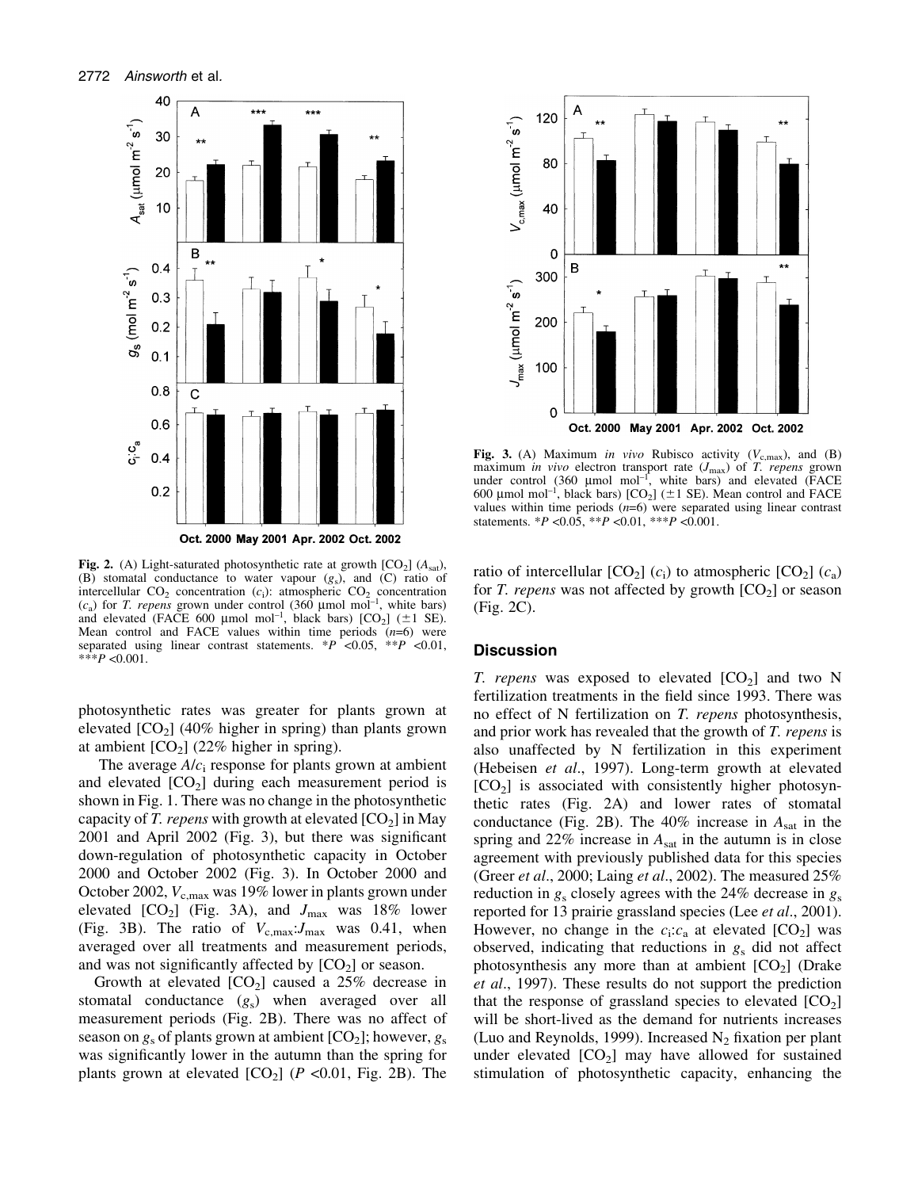**Fig. 2.** (A) Light-saturated photosynthetic rate at growth $[CO_2]$ ($A_{sat}$), (B) stomatal conductance to water vapour ($g_s$), and (C) ratio of intercellular $CO_2$ concentration ($c_i$): atmospheric $CO_2$ concentration ($c_a$) for *T. repens* grown under control (360 µmol mol$^{-1}$, white bars) and elevated (FACE 600 µmol mol$^{-1}$, black bars) $[CO_2]$ (±1 SE). Mean control and FACE values within time periods ($n$=6) were separated using linear contrast statements. *$P$ <0.05, **$P$ <0.01, ***$P$ <0.001.

**Fig. 3.** (A) Maximum *in vivo* Rubisco activity ($V_{c,max}$), and (B) maximum *in vivo* electron transport rate ($J_{max}$) of *T. repens* grown under control (360 µmol mol$^{-1}$, white bars) and elevated (FACE 600 µmol mol$^{-1}$, black bars) $[CO_2]$ (±1 SE). Mean control and FACE values within time periods ($n$=6) were separated using linear contrast statements. *$P$ <0.05, **$P$ <0.01, ***$P$ <0.001.

photosynthetic rates was greater for plants grown at elevated $[CO_2]$ (40% higher in spring) than plants grown at ambient $[CO_2]$ (22% higher in spring).

The average $A/c_i$ response for plants grown at ambient and elevated $[CO_2]$ during each measurement period is shown in Fig. 1. There was no change in the photosynthetic capacity of *T. repens* with growth at elevated $[CO_2]$ in May 2001 and April 2002 (Fig. 3), but there was significant down-regulation of photosynthetic capacity in October 2000 and October 2002 (Fig. 3). In October 2000 and October 2002, $V_{c,max}$ was 19% lower in plants grown under elevated $[CO_2]$ (Fig. 3A), and $J_{max}$ was 18% lower (Fig. 3B). The ratio of $V_{c,max}$:$J_{max}$ was 0.41, when averaged over all treatments and measurement periods, and was not significantly affected by $[CO_2]$ or season.

Growth at elevated $[CO_2]$ caused a 25% decrease in stomatal conductance ($g_s$) when averaged over all measurement periods (Fig. 2B). There was no affect of season on $g_s$ of plants grown at ambient $[CO_2]$; however, $g_s$ was significantly lower in the autumn than the spring for plants grown at elevated $[CO_2]$ ($P$ <0.01, Fig. 2B). The ratio of intercellular $[CO_2]$ ($c_i$) to atmospheric $[CO_2]$ ($c_a$) for *T. repens* was not affected by growth $[CO_2]$ or season (Fig. 2C).

## Discussion

*T. repens* was exposed to elevated $[CO_2]$ and two N fertilization treatments in the field since 1993. There was no effect of N fertilization on *T. repens* photosynthesis, and prior work has revealed that the growth of *T. repens* is also unaffected by N fertilization in this experiment (Hebeisen *et al*., 1997). Long-term growth at elevated $[CO_2]$ is associated with consistently higher photosynthetic rates (Fig. 2A) and lower rates of stomatal conductance (Fig. 2B). The 40% increase in $A_{sat}$ in the spring and 22% increase in $A_{sat}$ in the autumn is in close agreement with previously published data for this species (Greer *et al*., 2000; Laing *et al*., 2002). The measured 25% reduction in $g_s$ closely agrees with the 24% decrease in $g_s$ reported for 13 prairie grassland species (Lee *et al*., 2001). However, no change in the $c_i$:$c_a$ at elevated $[CO_2]$ was observed, indicating that reductions in $g_s$ did not affect photosynthesis any more than at ambient $[CO_2]$ (Drake *et al*., 1997). These results do not support the prediction that the response of grassland species to elevated $[CO_2]$ will be short-lived as the demand for nutrients increases (Luo and Reynolds, 1999). Increased $N_2$ fixation per plant under elevated $[CO_2]$ may have allowed for sustained stimulation of photosynthetic capacity, enhancing the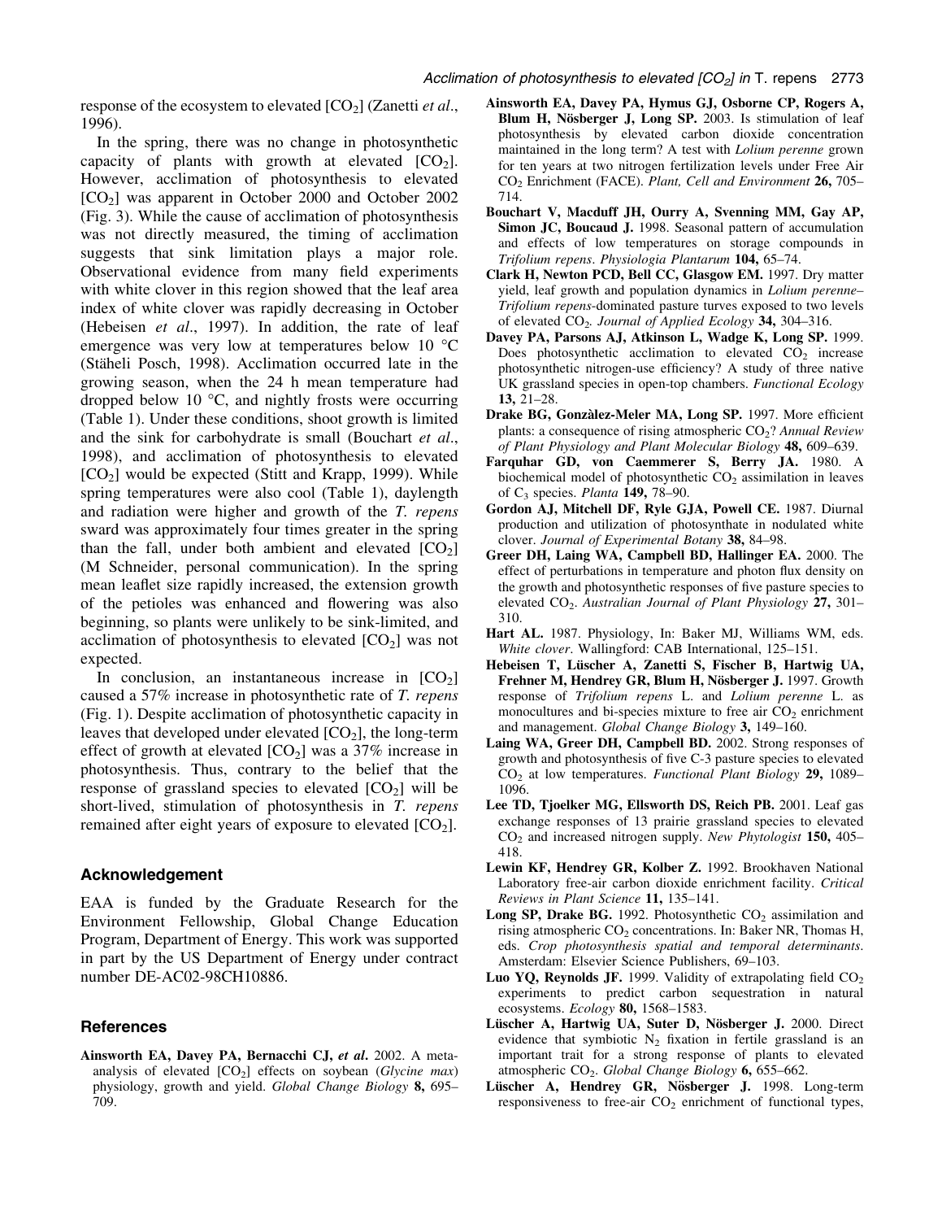response of the ecosystem to elevated [$CO_2$] (Zanetti *et al*., 1996).

In the spring, there was no change in photosynthetic capacity of plants with growth at elevated [$CO_2$]. However, acclimation of photosynthesis to elevated [$CO_2$] was apparent in October 2000 and October 2002 (Fig. 3). While the cause of acclimation of photosynthesis was not directly measured, the timing of acclimation suggests that sink limitation plays a major role. Observational evidence from many field experiments with white clover in this region showed that the leaf area index of white clover was rapidly decreasing in October (Hebeisen *et al*., 1997). In addition, the rate of leaf emergence was very low at temperatures below 10 °C (Stäheli Posch, 1998). Acclimation occurred late in the growing season, when the 24 h mean temperature had dropped below 10 °C, and nightly frosts were occurring (Table 1). Under these conditions, shoot growth is limited and the sink for carbohydrate is small (Bouchart *et al*., 1998), and acclimation of photosynthesis to elevated [$CO_2$] would be expected (Stitt and Krapp, 1999). While spring temperatures were also cool (Table 1), daylength and radiation were higher and growth of the *T. repens* sward was approximately four times greater in the spring than the fall, under both ambient and elevated [$CO_2$] (M Schneider, personal communication). In the spring mean leaflet size rapidly increased, the extension growth of the petioles was enhanced and flowering was also beginning, so plants were unlikely to be sink-limited, and acclimation of photosynthesis to elevated [$CO_2$] was not expected.

In conclusion, an instantaneous increase in [$CO_2$] caused a 57% increase in photosynthetic rate of *T. repens* (Fig. 1). Despite acclimation of photosynthetic capacity in leaves that developed under elevated [$CO_2$], the long-term effect of growth at elevated [$CO_2$] was a 37% increase in photosynthesis. Thus, contrary to the belief that the response of grassland species to elevated [$CO_2$] will be short-lived, stimulation of photosynthesis in *T. repens* remained after eight years of exposure to elevated [$CO_2$].

## Acknowledgement

EAA is funded by the Graduate Research for the Environment Fellowship, Global Change Education Program, Department of Energy. This work was supported in part by the US Department of Energy under contract number DE-AC02-98CH10886.

## References

**Ainsworth EA, Davey PA, Bernacchi CJ, *et al*.** 2002. A meta-analysis of elevated [$CO_2$] effects on soybean (*Glycine max*) physiology, growth and yield. *Global Change Biology* **8,** 695–709.

**Ainsworth EA, Davey PA, Hymus GJ, Osborne CP, Rogers A, Blum H, Nösberger J, Long SP.** 2003. Is stimulation of leaf photosynthesis by elevated carbon dioxide concentration maintained in the long term? A test with *Lolium perenne* grown for ten years at two nitrogen fertilization levels under Free Air $CO_2$ Enrichment (FACE). *Plant, Cell and Environment* **26,** 705–714.

**Bouchart V, Macduff JH, Ourry A, Svenning MM, Gay AP, Simon JC, Boucaud J.** 1998. Seasonal pattern of accumulation and effects of low temperatures on storage compounds in *Trifolium repens*. *Physiologia Plantarum* **104,** 65–74.

**Clark H, Newton PCD, Bell CC, Glasgow EM.** 1997. Dry matter yield, leaf growth and population dynamics in *Lolium perenne*–*Trifolium repens*-dominated pasture turves exposed to two levels of elevated $CO_2$. *Journal of Applied Ecology* **34,** 304–316.

**Davey PA, Parsons AJ, Atkinson L, Wadge K, Long SP.** 1999. Does photosynthetic acclimation to elevated $CO_2$ increase photosynthetic nitrogen-use efficiency? A study of three native UK grassland species in open-top chambers. *Functional Ecology* **13,** 21–28.

**Drake BG, Gonzàlez-Meler MA, Long SP.** 1997. More efficient plants: a consequence of rising atmospheric $CO_2$? *Annual Review of Plant Physiology and Plant Molecular Biology* **48,** 609–639.

**Farquhar GD, von Caemmerer S, Berry JA.** 1980. A biochemical model of photosynthetic $CO_2$ assimilation in leaves of $C_3$ species. *Planta* **149,** 78–90.

**Gordon AJ, Mitchell DF, Ryle GJA, Powell CE.** 1987. Diurnal production and utilization of photosynthate in nodulated white clover. *Journal of Experimental Botany* **38,** 84–98.

**Greer DH, Laing WA, Campbell BD, Hallinger EA.** 2000. The effect of perturbations in temperature and photon flux density on the growth and photosynthetic responses of five pasture species to elevated $CO_2$. *Australian Journal of Plant Physiology* **27,** 301–310.

**Hart AL.** 1987. Physiology, In: Baker MJ, Williams WM, eds. *White clover*. Wallingford: CAB International, 125–151.

**Hebeisen T, Lüscher A, Zanetti S, Fischer B, Hartwig UA, Frehner M, Hendrey GR, Blum H, Nösberger J.** 1997. Growth response of *Trifolium repens* L. and *Lolium perenne* L. as monocultures and bi-species mixture to free air $CO_2$ enrichment and management. *Global Change Biology* **3,** 149–160.

**Laing WA, Greer DH, Campbell BD.** 2002. Strong responses of growth and photosynthesis of five C-3 pasture species to elevated $CO_2$ at low temperatures. *Functional Plant Biology* **29,** 1089–1096.

**Lee TD, Tjoelker MG, Ellsworth DS, Reich PB.** 2001. Leaf gas exchange responses of 13 prairie grassland species to elevated $CO_2$ and increased nitrogen supply. *New Phytologist* **150,** 405–418.

**Lewin KF, Hendrey GR, Kolber Z.** 1992. Brookhaven National Laboratory free-air carbon dioxide enrichment facility. *Critical Reviews in Plant Science* **11,** 135–141.

**Long SP, Drake BG.** 1992. Photosynthetic $CO_2$ assimilation and rising atmospheric $CO_2$ concentrations. In: Baker NR, Thomas H, eds. *Crop photosynthesis spatial and temporal determinants*. Amsterdam: Elsevier Science Publishers, 69–103.

**Luo YQ, Reynolds JF.** 1999. Validity of extrapolating field $CO_2$ experiments to predict carbon sequestration in natural ecosystems. *Ecology* **80,** 1568–1583.

**Lüscher A, Hartwig UA, Suter D, Nösberger J.** 2000. Direct evidence that symbiotic $N_2$ fixation in fertile grassland is an important trait for a strong response of plants to elevated atmospheric $CO_2$. *Global Change Biology* **6,** 655–662.

**Lüscher A, Hendrey GR, Nösberger J.** 1998. Long-term responsiveness to free-air $CO_2$ enrichment of functional types,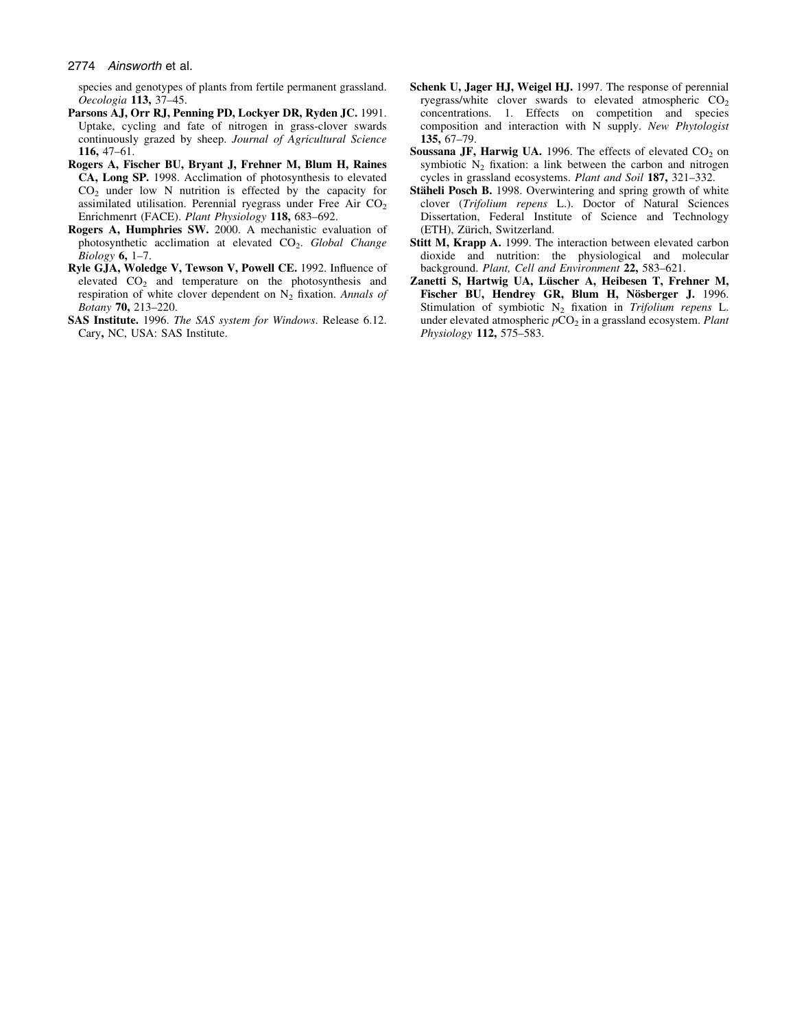species and genotypes of plants from fertile permanent grassland. *Oecologia* **113,** 37–45.

**Parsons AJ, Orr RJ, Penning PD, Lockyer DR, Ryden JC.** 1991. Uptake, cycling and fate of nitrogen in grass-clover swards continuously grazed by sheep. *Journal of Agricultural Science* **116,** 47–61.

**Rogers A, Fischer BU, Bryant J, Frehner M, Blum H, Raines CA, Long SP.** 1998. Acclimation of photosynthesis to elevated $CO_2$ under low N nutrition is effected by the capacity for assimilated utilisation. Perennial ryegrass under Free Air $CO_2$ Enrichmenrt (FACE). *Plant Physiology* **118,** 683–692.

**Rogers A, Humphries SW.** 2000. A mechanistic evaluation of photosynthetic acclimation at elevated $CO_2$. *Global Change Biology* **6,** 1–7.

**Ryle GJA, Woledge V, Tewson V, Powell CE.** 1992. Influence of elevated $CO_2$ and temperature on the photosynthesis and respiration of white clover dependent on $N_2$ fixation. *Annals of Botany* **70,** 213–220.

**SAS Institute.** 1996. *The SAS system for Windows*. Release 6.12. Cary, NC, USA: SAS Institute.

**Schenk U, Jager HJ, Weigel HJ.** 1997. The response of perennial ryegrass/white clover swards to elevated atmospheric $CO_2$ concentrations. 1. Effects on competition and species composition and interaction with N supply. *New Phytologist* **135,** 67–79.

**Soussana JF, Harwig UA.** 1996. The effects of elevated $CO_2$ on symbiotic $N_2$ fixation: a link between the carbon and nitrogen cycles in grassland ecosystems. *Plant and Soil* **187,** 321–332.

**Stäheli Posch B.** 1998. Overwintering and spring growth of white clover (*Trifolium repens* L.). Doctor of Natural Sciences Dissertation, Federal Institute of Science and Technology (ETH), Zürich, Switzerland.

**Stitt M, Krapp A.** 1999. The interaction between elevated carbon dioxide and nutrition: the physiological and molecular background. *Plant, Cell and Environment* **22,** 583–621.

**Zanetti S, Hartwig UA, Lüscher A, Heibesen T, Frehner M, Fischer BU, Hendrey GR, Blum H, Nösberger J.** 1996. Stimulation of symbiotic $N_2$ fixation in *Trifolium repens* L. under elevated atmospheric $pCO_2$ in a grassland ecosystem. *Plant Physiology* **112,** 575–583.